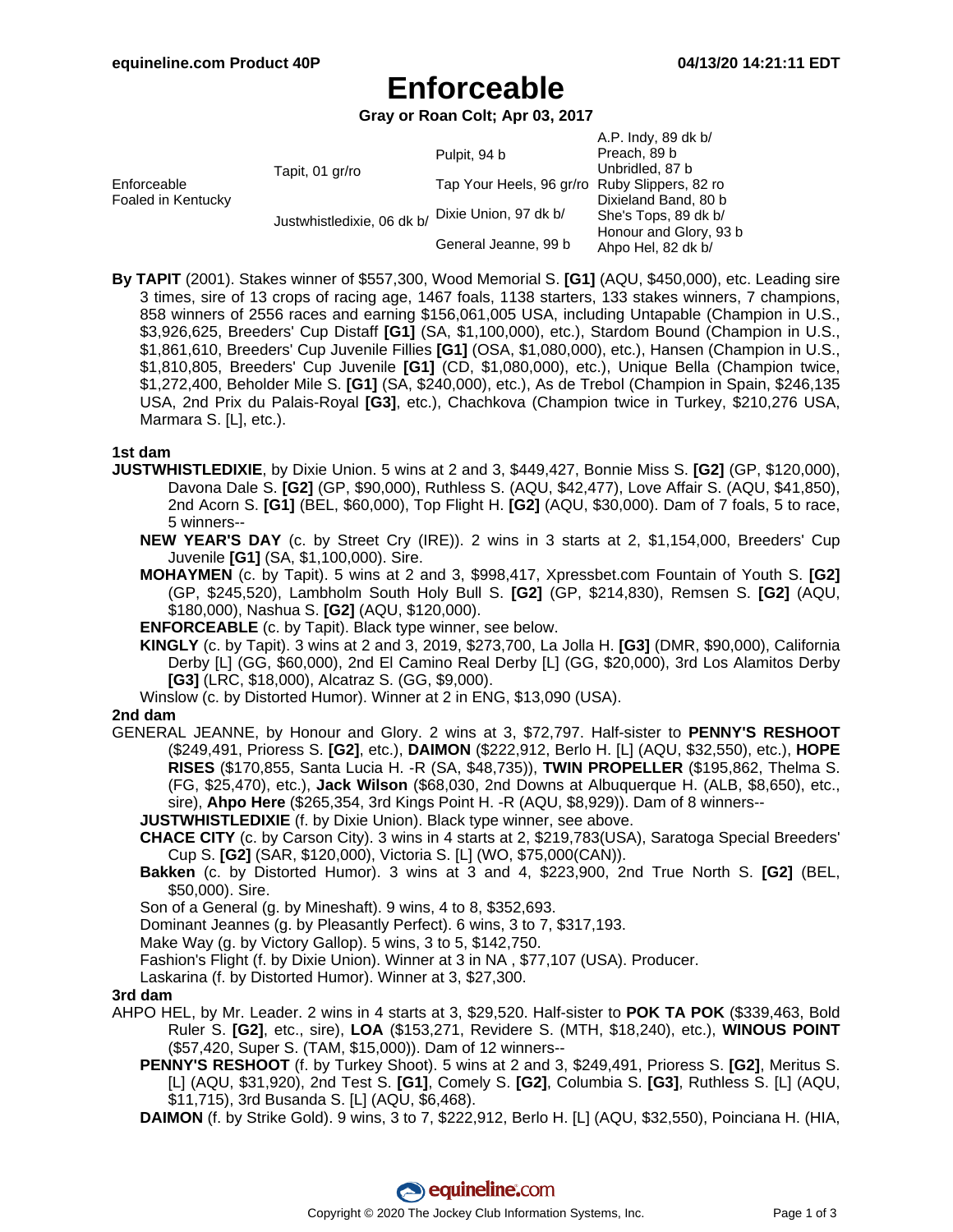# Enforceable

**Gray or Roan Colt; Apr 03, 2017**

| | | | |
|---|---|---|---|
| Enforceable Foaled in Kentucky | Tapit, 01 gr/ro | Pulpit, 94 b | A.P. Indy, 89 dk b/ |
| | | | Preach, 89 b |
| | | Tap Your Heels, 96 gr/ro | Unbridled, 87 b |
| | | | Ruby Slippers, 82 ro |
| | Justwhistledixie, 06 dk b/ | Dixie Union, 97 dk b/ | Dixieland Band, 80 b |
| | | | She's Tops, 89 dk b/ |
| | | General Jeanne, 99 b | Honour and Glory, 93 b |
| | | | Ahpo Hel, 82 dk b/ |

**By TAPIT** (2001). Stakes winner of $557,300, Wood Memorial S. **[G1]** (AQU, $450,000), etc. Leading sire 3 times, sire of 13 crops of racing age, 1467 foals, 1138 starters, 133 stakes winners, 7 champions, 858 winners of 2556 races and earning $156,061,005 USA, including Untapable (Champion in U.S., $3,926,625, Breeders' Cup Distaff **[G1]** (SA, $1,100,000), etc.), Stardom Bound (Champion in U.S., $1,861,610, Breeders' Cup Juvenile Fillies **[G1]** (OSA, $1,080,000), etc.), Hansen (Champion in U.S., $1,810,805, Breeders' Cup Juvenile **[G1]** (CD, $1,080,000), etc.), Unique Bella (Champion twice, $1,272,400, Beholder Mile S. **[G1]** (SA, $240,000), etc.), As de Trebol (Champion in Spain, $246,135 USA, 2nd Prix du Palais-Royal **[G3]**, etc.), Chachkova (Champion twice in Turkey, $210,276 USA, Marmara S. [L], etc.).

### 1st dam

**JUSTWHISTLEDIXIE**, by Dixie Union. 5 wins at 2 and 3, $449,427, Bonnie Miss S. **[G2]** (GP, $120,000), Davona Dale S. **[G2]** (GP, $90,000), Ruthless S. (AQU, $42,477), Love Affair S. (AQU, $41,850), 2nd Acorn S. **[G1]** (BEL, $60,000), Top Flight H. **[G2]** (AQU, $30,000). Dam of 7 foals, 5 to race, 5 winners--

- **NEW YEAR'S DAY** (c. by Street Cry (IRE)). 2 wins in 3 starts at 2, $1,154,000, Breeders' Cup Juvenile **[G1]** (SA, $1,100,000). Sire.
- **MOHAYMEN** (c. by Tapit). 5 wins at 2 and 3, $998,417, Xpressbet.com Fountain of Youth S. **[G2]** (GP, $245,520), Lambholm South Holy Bull S. **[G2]** (GP, $214,830), Remsen S. **[G2]** (AQU, $180,000), Nashua S. **[G2]** (AQU, $120,000).
- **ENFORCEABLE** (c. by Tapit). Black type winner, see below.
- **KINGLY** (c. by Tapit). 3 wins at 2 and 3, 2019, $273,700, La Jolla H. **[G3]** (DMR, $90,000), California Derby [L] (GG, $60,000), 2nd El Camino Real Derby [L] (GG, $20,000), 3rd Los Alamitos Derby **[G3]** (LRC, $18,000), Alcatraz S. (GG, $9,000).
- Winslow (c. by Distorted Humor). Winner at 2 in ENG, $13,090 (USA).

### 2nd dam

GENERAL JEANNE, by Honour and Glory. 2 wins at 3, $72,797. Half-sister to **PENNY'S RESHOOT** ($249,491, Prioress S. **[G2]**, etc.), **DAIMON** ($222,912, Berlo H. [L] (AQU, $32,550), etc.), **HOPE RISES** ($170,855, Santa Lucia H. -R (SA, $48,735)), **TWIN PROPELLER** ($195,862, Thelma S. (FG, $25,470), etc.), **Jack Wilson** ($68,030, 2nd Downs at Albuquerque H. (ALB, $8,650), etc., sire), **Ahpo Here** ($265,354, 3rd Kings Point H. -R (AQU, $8,929)). Dam of 8 winners--

- **JUSTWHISTLEDIXIE** (f. by Dixie Union). Black type winner, see above.
- **CHACE CITY** (c. by Carson City). 3 wins in 4 starts at 2, $219,783(USA), Saratoga Special Breeders' Cup S. **[G2]** (SAR, $120,000), Victoria S. [L] (WO, $75,000(CAN)).
- **Bakken** (c. by Distorted Humor). 3 wins at 3 and 4, $223,900, 2nd True North S. **[G2]** (BEL, $50,000). Sire.
- Son of a General (g. by Mineshaft). 9 wins, 4 to 8, $352,693.
- Dominant Jeannes (g. by Pleasantly Perfect). 6 wins, 3 to 7, $317,193.
- Make Way (g. by Victory Gallop). 5 wins, 3 to 5, $142,750.
- Fashion's Flight (f. by Dixie Union). Winner at 3 in NA , $77,107 (USA). Producer.
- Laskarina (f. by Distorted Humor). Winner at 3, $27,300.

### 3rd dam

AHPO HEL, by Mr. Leader. 2 wins in 4 starts at 3, $29,520. Half-sister to **POK TA POK** ($339,463, Bold Ruler S. **[G2]**, etc., sire), **LOA** ($153,271, Revidere S. (MTH, $18,240), etc.), **WINOUS POINT** ($57,420, Super S. (TAM, $15,000)). Dam of 12 winners--

- **PENNY'S RESHOOT** (f. by Turkey Shoot). 5 wins at 2 and 3, $249,491, Prioress S. **[G2]**, Meritus S. [L] (AQU, $31,920), 2nd Test S. **[G1]**, Comely S. **[G2]**, Columbia S. **[G3]**, Ruthless S. [L] (AQU, $11,715), 3rd Busanda S. [L] (AQU, $6,468).
- **DAIMON** (f. by Strike Gold). 9 wins, 3 to 7, $222,912, Berlo H. [L] (AQU, $32,550), Poinciana H. (HIA,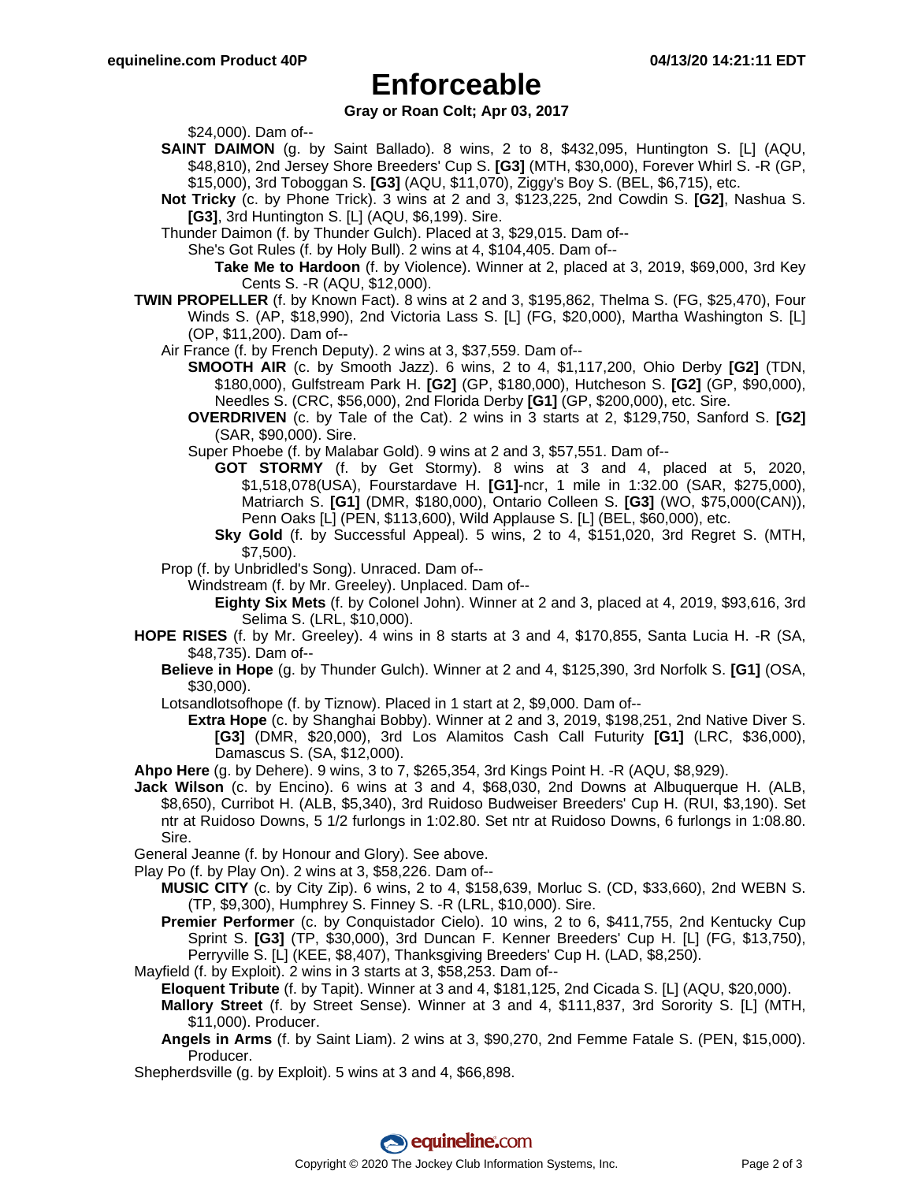# Enforceable

**Gray or Roan Colt; Apr 03, 2017**

$24,000). Dam of--

**SAINT DAIMON** (g. by Saint Ballado). 8 wins, 2 to 8, $432,095, Huntington S. [L] (AQU, $48,810), 2nd Jersey Shore Breeders' Cup S. **[G3]** (MTH, $30,000), Forever Whirl S. -R (GP, $15,000), 3rd Toboggan S. **[G3]** (AQU, $11,070), Ziggy's Boy S. (BEL, $6,715), etc.

**Not Tricky** (c. by Phone Trick). 3 wins at 2 and 3, $123,225, 2nd Cowdin S. **[G2]**, Nashua S. **[G3]**, 3rd Huntington S. [L] (AQU, $6,199). Sire.

Thunder Daimon (f. by Thunder Gulch). Placed at 3, $29,015. Dam of--

She's Got Rules (f. by Holy Bull). 2 wins at 4, $104,405. Dam of--

**Take Me to Hardoon** (f. by Violence). Winner at 2, placed at 3, 2019, $69,000, 3rd Key Cents S. -R (AQU, $12,000).

**TWIN PROPELLER** (f. by Known Fact). 8 wins at 2 and 3, $195,862, Thelma S. (FG, $25,470), Four Winds S. (AP, $18,990), 2nd Victoria Lass S. [L] (FG, $20,000), Martha Washington S. [L] (OP, $11,200). Dam of--

Air France (f. by French Deputy). 2 wins at 3, $37,559. Dam of--

**SMOOTH AIR** (c. by Smooth Jazz). 6 wins, 2 to 4, $1,117,200, Ohio Derby **[G2]** (TDN, $180,000), Gulfstream Park H. **[G2]** (GP, $180,000), Hutcheson S. **[G2]** (GP, $90,000), Needles S. (CRC, $56,000), 2nd Florida Derby **[G1]** (GP, $200,000), etc. Sire.

**OVERDRIVEN** (c. by Tale of the Cat). 2 wins in 3 starts at 2, $129,750, Sanford S. **[G2]** (SAR, $90,000). Sire.

Super Phoebe (f. by Malabar Gold). 9 wins at 2 and 3, $57,551. Dam of--

**GOT STORMY** (f. by Get Stormy). 8 wins at 3 and 4, placed at 5, 2020, $1,518,078(USA), Fourstardave H. **[G1]**-ncr, 1 mile in 1:32.00 (SAR, $275,000), Matriarch S. **[G1]** (DMR, $180,000), Ontario Colleen S. **[G3]** (WO, $75,000(CAN)), Penn Oaks [L] (PEN, $113,600), Wild Applause S. [L] (BEL, $60,000), etc.

**Sky Gold** (f. by Successful Appeal). 5 wins, 2 to 4, $151,020, 3rd Regret S. (MTH, $7,500).

Prop (f. by Unbridled's Song). Unraced. Dam of--

Windstream (f. by Mr. Greeley). Unplaced. Dam of--

**Eighty Six Mets** (f. by Colonel John). Winner at 2 and 3, placed at 4, 2019, $93,616, 3rd Selima S. (LRL, $10,000).

**HOPE RISES** (f. by Mr. Greeley). 4 wins in 8 starts at 3 and 4, $170,855, Santa Lucia H. -R (SA, $48,735). Dam of--

**Believe in Hope** (g. by Thunder Gulch). Winner at 2 and 4, $125,390, 3rd Norfolk S. **[G1]** (OSA, $30,000).

Lotsandlotsofhope (f. by Tiznow). Placed in 1 start at 2, $9,000. Dam of--

**Extra Hope** (c. by Shanghai Bobby). Winner at 2 and 3, 2019, $198,251, 2nd Native Diver S. **[G3]** (DMR, $20,000), 3rd Los Alamitos Cash Call Futurity **[G1]** (LRC, $36,000), Damascus S. (SA, $12,000).

**Ahpo Here** (g. by Dehere). 9 wins, 3 to 7, $265,354, 3rd Kings Point H. -R (AQU, $8,929).

**Jack Wilson** (c. by Encino). 6 wins at 3 and 4, $68,030, 2nd Downs at Albuquerque H. (ALB, $8,650), Curribot H. (ALB, $5,340), 3rd Ruidoso Budweiser Breeders' Cup H. (RUI, $3,190). Set ntr at Ruidoso Downs, 5 1/2 furlongs in 1:02.80. Set ntr at Ruidoso Downs, 6 furlongs in 1:08.80. Sire.

General Jeanne (f. by Honour and Glory). See above.

Play Po (f. by Play On). 2 wins at 3, $58,226. Dam of--

**MUSIC CITY** (c. by City Zip). 6 wins, 2 to 4, $158,639, Morluc S. (CD, $33,660), 2nd WEBN S. (TP, $9,300), Humphrey S. Finney S. -R (LRL, $10,000). Sire.

**Premier Performer** (c. by Conquistador Cielo). 10 wins, 2 to 6, $411,755, 2nd Kentucky Cup Sprint S. **[G3]** (TP, $30,000), 3rd Duncan F. Kenner Breeders' Cup H. [L] (FG, $13,750), Perryville S. [L] (KEE, $8,407), Thanksgiving Breeders' Cup H. (LAD, $8,250).

Mayfield (f. by Exploit). 2 wins in 3 starts at 3, $58,253. Dam of--

**Eloquent Tribute** (f. by Tapit). Winner at 3 and 4, $181,125, 2nd Cicada S. [L] (AQU, $20,000).

**Mallory Street** (f. by Street Sense). Winner at 3 and 4, $111,837, 3rd Sorority S. [L] (MTH, $11,000). Producer.

**Angels in Arms** (f. by Saint Liam). 2 wins at 3, $90,270, 2nd Femme Fatale S. (PEN, $15,000). Producer.

Shepherdsville (g. by Exploit). 5 wins at 3 and 4, $66,898.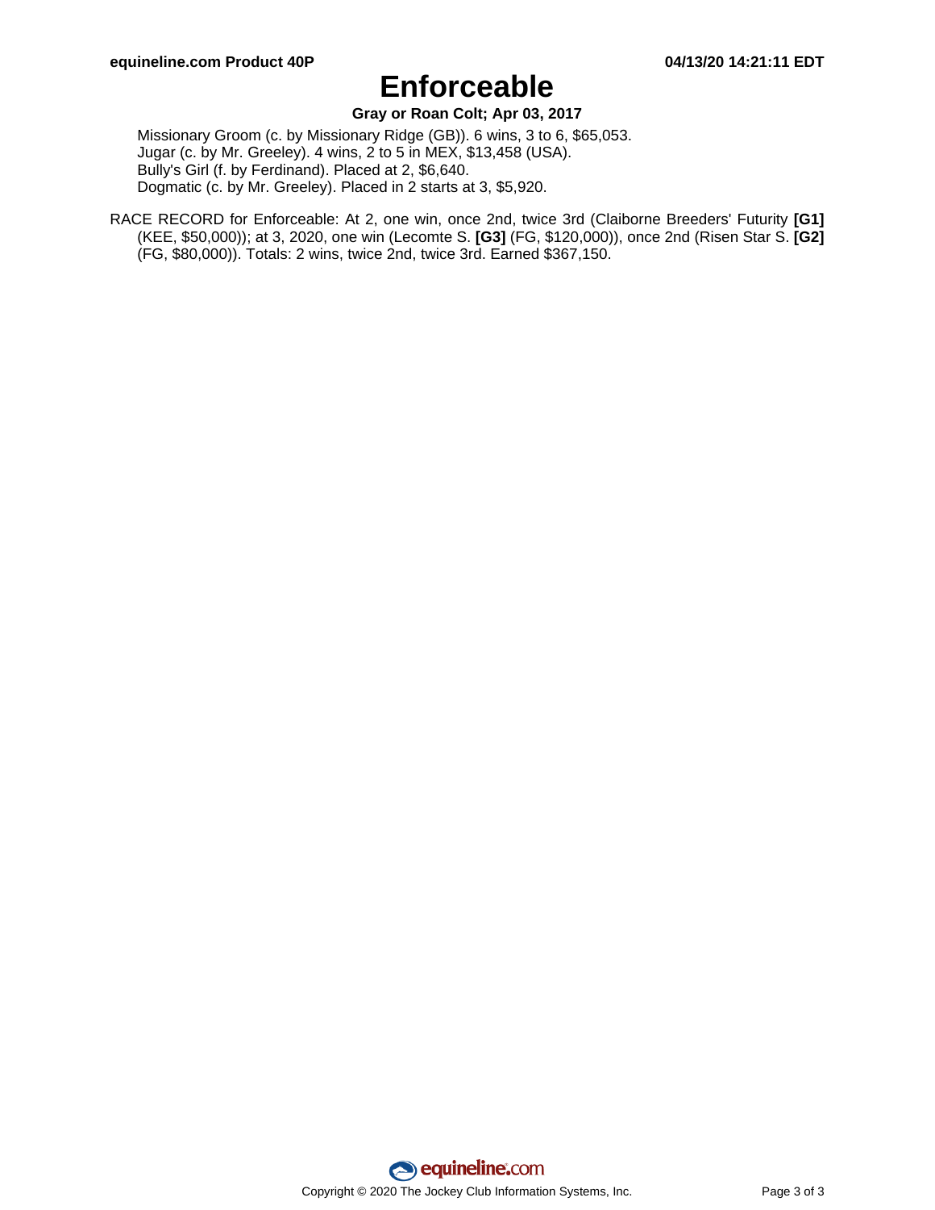# Enforceable

**Gray or Roan Colt; Apr 03, 2017**

Missionary Groom (c. by Missionary Ridge (GB)). 6 wins, 3 to 6, $65,053.
Jugar (c. by Mr. Greeley). 4 wins, 2 to 5 in MEX, $13,458 (USA).
Bully's Girl (f. by Ferdinand). Placed at 2, $6,640.
Dogmatic (c. by Mr. Greeley). Placed in 2 starts at 3, $5,920.

RACE RECORD for Enforceable: At 2, one win, once 2nd, twice 3rd (Claiborne Breeders' Futurity **[G1]** (KEE, $50,000)); at 3, 2020, one win (Lecomte S. **[G3]** (FG, $120,000)), once 2nd (Risen Star S. **[G2]** (FG, $80,000)). Totals: 2 wins, twice 2nd, twice 3rd. Earned $367,150.